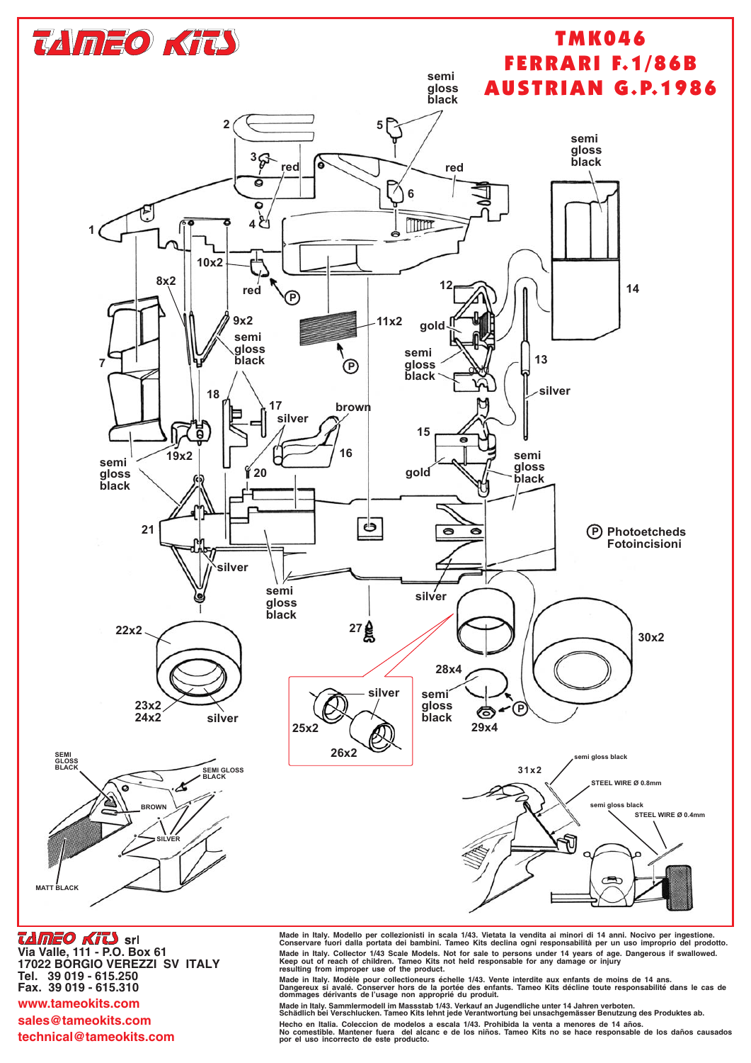# TAMEO KITS

## TMK046
## FERRARI F.1/86B
## AUSTRIAN G.P.1986

(P) Photoetcheds
Fotoincisioni

**TAMEO KITS srl**
Via Valle, 111 - P.O. Box 61
17022 BORGIO VEREZZI SV ITALY
Tel. 39 019 - 615.250
Fax. 39 019 - 615.310
www.tameokits.com
sales@tameokits.com
technical@tameokits.com

Made in Italy. Modello per collezionisti in scala 1/43. Vietata la vendita ai minori di 14 anni. Nocivo per ingestione. Conservare fuori dalla portata dei bambini. Tameo Kits declina ogni responsabilità per un uso improprio del prodotto.

Made in Italy. Collector 1/43 Scale Models. Not for sale to persons under 14 years of age. Dangerous if swallowed. Keep out of reach of children. Tameo Kits not held responsable for any damage or injury resulting from improper use of the product.

Made in Italy. Modèle pour collectionneurs échelle 1/43. Vente interdite aux enfants de moins de 14 ans. Dangereux si avalé. Conserver hors de la portée des enfants. Tameo Kits décline toute responsabilité dans le cas de dommages dérivants de l'usage non approprié du produit.

Made in Italy. Sammlermodell im Massstab 1/43. Verkauf an Jugendliche unter 14 Jahren verboten. Schädlich bei Verschlucken. Tameo Kits lehnt jede Verantwortung bei unsachgemässer Benutzung des Produktes ab.

Hecho en Italia. Coleccion de modelos a escala 1/43. Prohibida la venta a menores de 14 años. No comestible. Mantener fuera del alcance e de los niños. Tameo Kits no se hace responsable de los daños causados por el uso incorrecto de este producto.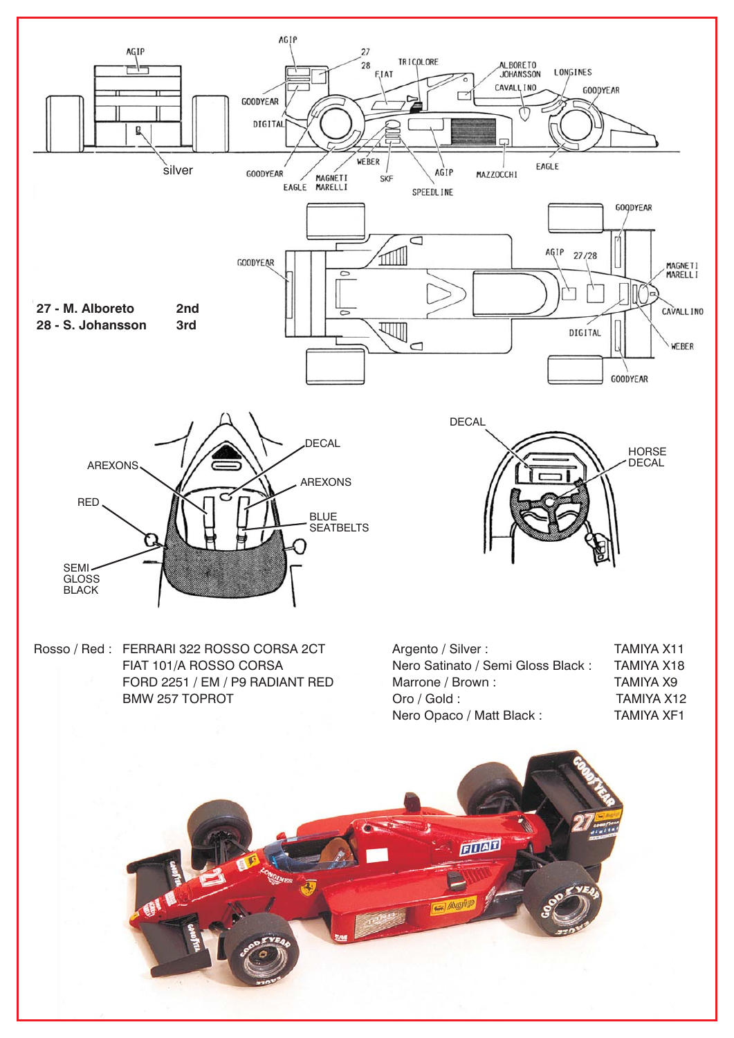AGIP
27
28
TRICOLORE
FIAT
ALBORETO
JOHANSSON
LONGINES
CAVALLINO
GOODYEAR
GOODYEAR
DIGITAL
silver
WEBER
GOODYEAR
MAGNETI MARELLI
EAGLE
SKF
AGIP
SPEEDLINE
MAZZOCCHI
EAGLE

GOODYEAR
GOODYEAR
AGIP
27/28
MAGNETI MARELLI
CAVALLINO
DIGITAL
WEBER
GOODYEAR

**27 - M. Alboreto** **2nd**

**28 - S. Johansson** **3rd**

AREXONS
DECAL
AREXONS
RED
BLUE SEATBELTS
SEMI GLOSS BLACK

DECAL
HORSE DECAL

Rosso / Red : FERRARI 322 ROSSO CORSA 2CT
FIAT 101/A ROSSO CORSA
FORD 2251 / EM / P9 RADIANT RED
BMW 257 TOPROT

| | |
|---|---|
| Argento / Silver : | TAMIYA X11 |
| Nero Satinato / Semi Gloss Black : | TAMIYA X18 |
| Marrone / Brown : | TAMIYA X9 |
| Oro / Gold : | TAMIYA X12 |
| Nero Opaco / Matt Black : | TAMIYA XF1 |